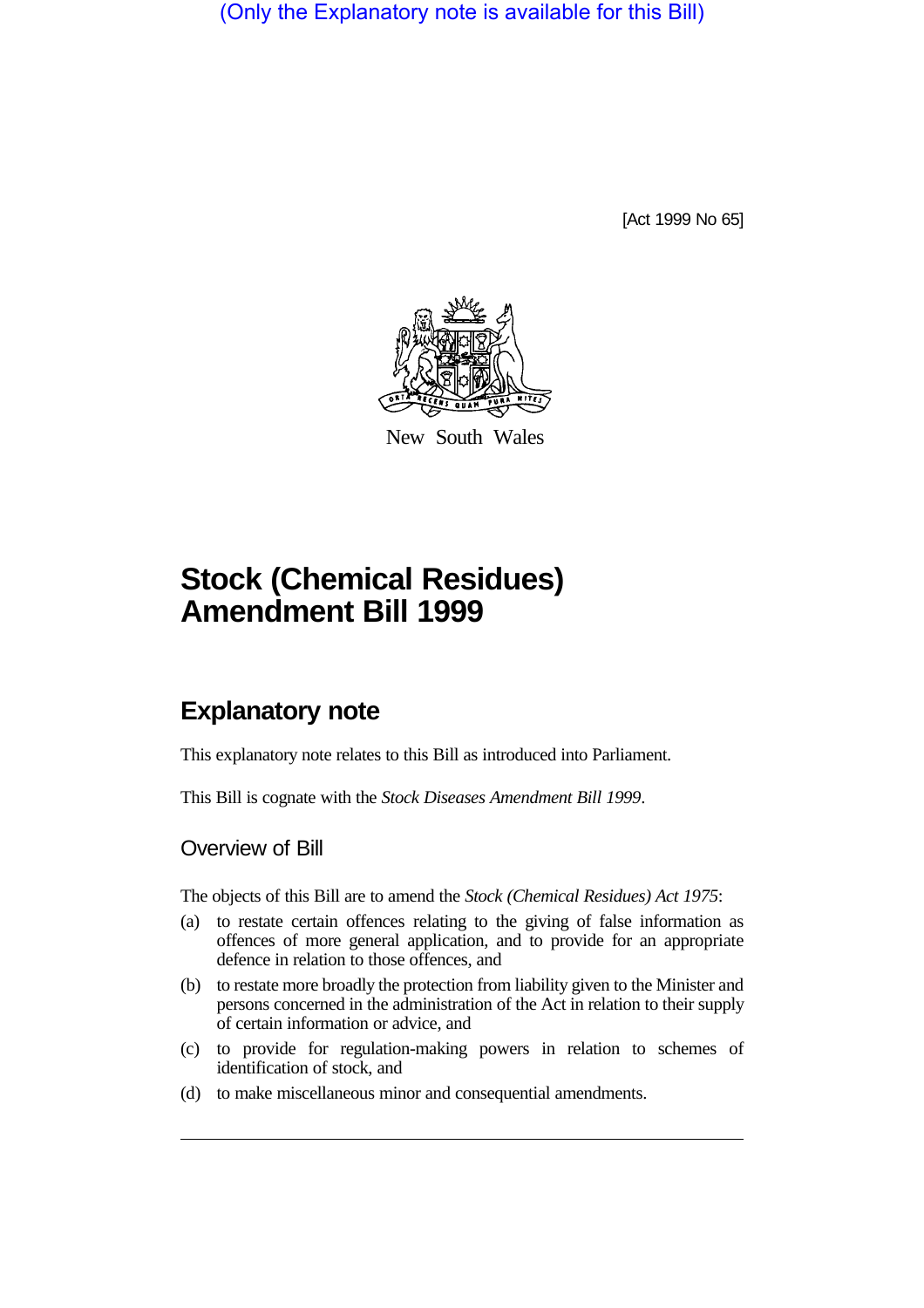(Only the Explanatory note is available for this Bill)

[Act 1999 No 65]

New South Wales

# Stock (Chemical Residues) Amendment Bill 1999

## Explanatory note

This explanatory note relates to this Bill as introduced into Parliament.

This Bill is cognate with the *Stock Diseases Amendment Bill 1999*.

### Overview of Bill

The objects of this Bill are to amend the *Stock (Chemical Residues) Act 1975*:

(a) to restate certain offences relating to the giving of false information as offences of more general application, and to provide for an appropriate defence in relation to those offences, and

(b) to restate more broadly the protection from liability given to the Minister and persons concerned in the administration of the Act in relation to their supply of certain information or advice, and

(c) to provide for regulation-making powers in relation to schemes of identification of stock, and

(d) to make miscellaneous minor and consequential amendments.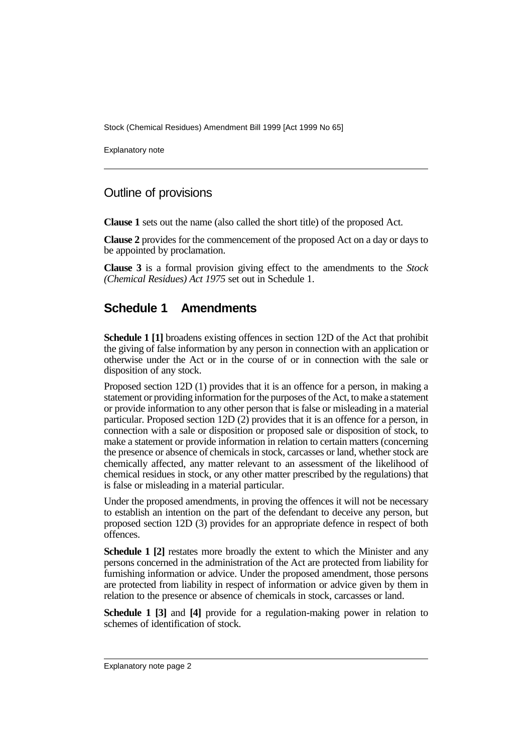## Outline of provisions

**Clause 1** sets out the name (also called the short title) of the proposed Act.

**Clause 2** provides for the commencement of the proposed Act on a day or days to be appointed by proclamation.

**Clause 3** is a formal provision giving effect to the amendments to the *Stock (Chemical Residues) Act 1975* set out in Schedule 1.

## Schedule 1 Amendments

**Schedule 1 [1]** broadens existing offences in section 12D of the Act that prohibit the giving of false information by any person in connection with an application or otherwise under the Act or in the course of or in connection with the sale or disposition of any stock.

Proposed section 12D (1) provides that it is an offence for a person, in making a statement or providing information for the purposes of the Act, to make a statement or provide information to any other person that is false or misleading in a material particular. Proposed section 12D (2) provides that it is an offence for a person, in connection with a sale or disposition or proposed sale or disposition of stock, to make a statement or provide information in relation to certain matters (concerning the presence or absence of chemicals in stock, carcasses or land, whether stock are chemically affected, any matter relevant to an assessment of the likelihood of chemical residues in stock, or any other matter prescribed by the regulations) that is false or misleading in a material particular.

Under the proposed amendments, in proving the offences it will not be necessary to establish an intention on the part of the defendant to deceive any person, but proposed section 12D (3) provides for an appropriate defence in respect of both offences.

**Schedule 1 [2]** restates more broadly the extent to which the Minister and any persons concerned in the administration of the Act are protected from liability for furnishing information or advice. Under the proposed amendment, those persons are protected from liability in respect of information or advice given by them in relation to the presence or absence of chemicals in stock, carcasses or land.

**Schedule 1 [3]** and **[4]** provide for a regulation-making power in relation to schemes of identification of stock.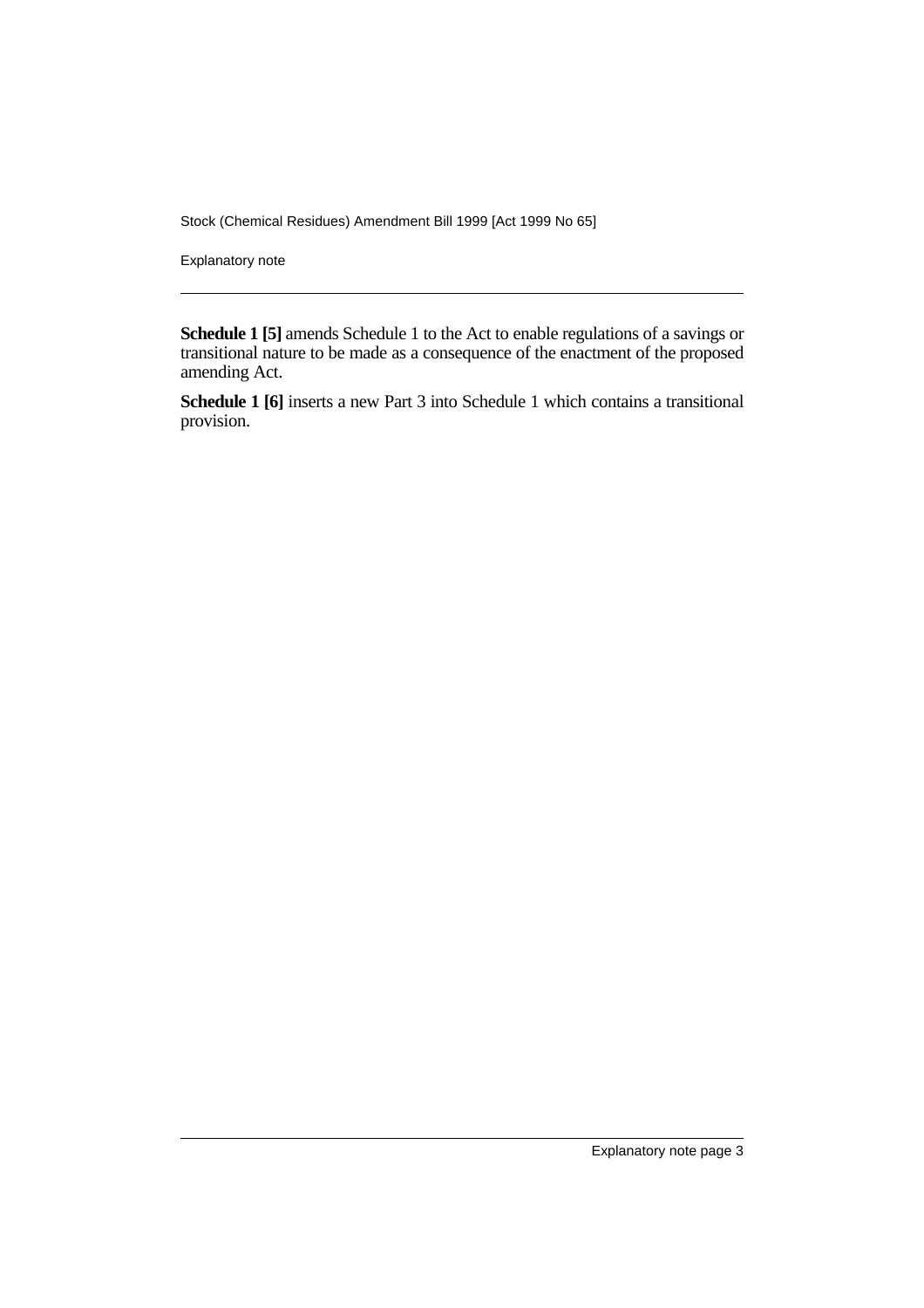**Schedule 1 [5]** amends Schedule 1 to the Act to enable regulations of a savings or transitional nature to be made as a consequence of the enactment of the proposed amending Act.

**Schedule 1 [6]** inserts a new Part 3 into Schedule 1 which contains a transitional provision.